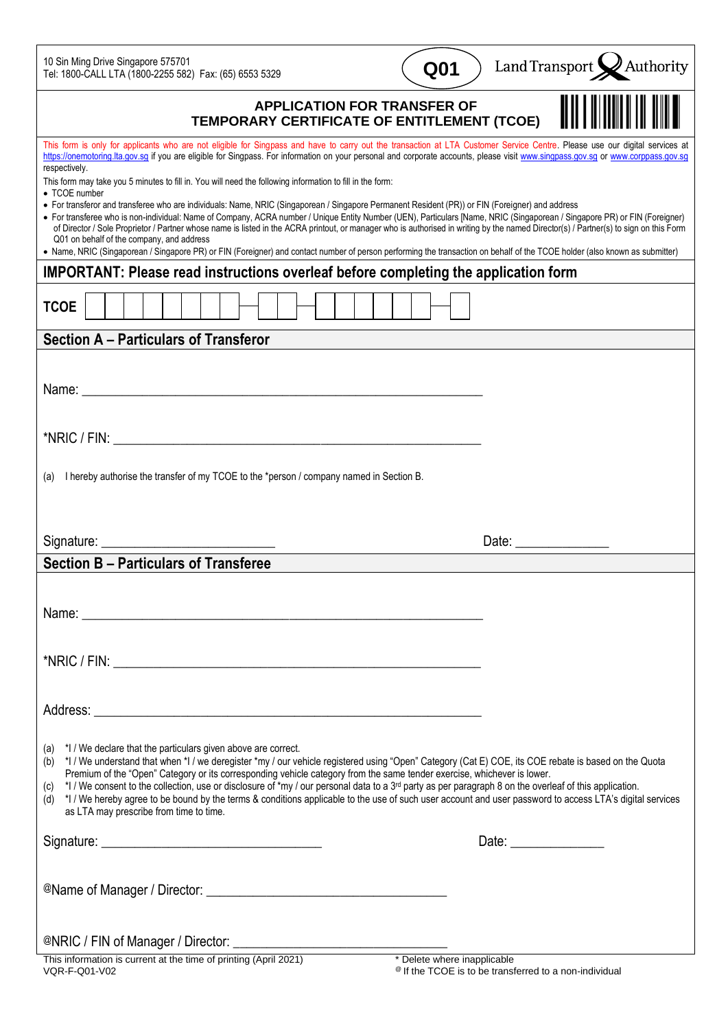10 Sin Ming Drive Singapore 575701
Tel: 1800-CALL LTA (1800-2255 582) Fax: (65) 6553 5329

**Q01**

Land Transport Authority

# APPLICATION FOR TRANSFER OF TEMPORARY CERTIFICATE OF ENTITLEMENT (TCOE)

This form is only for applicants who are not eligible for Singpass and have to carry out the transaction at LTA Customer Service Centre. Please use our digital services at https://onemotoring.lta.gov.sg if you are eligible for Singpass. For information on your personal and corporate accounts, please visit www.singpass.gov.sg or www.corppass.gov.sg respectively.

This form may take you 5 minutes to fill in. You will need the following information to fill in the form:

- TCOE number
- For transferor and transferee who are individuals: Name, NRIC (Singaporean / Singapore Permanent Resident (PR)) or FIN (Foreigner) and address
- For transferee who is non-individual: Name of Company, ACRA number / Unique Entity Number (UEN), Particulars [Name, NRIC (Singaporean / Singapore PR) or FIN (Foreigner) of Director / Sole Proprietor / Partner whose name is listed in the ACRA printout, or manager who is authorised in writing by the named Director(s) / Partner(s) to sign on this Form Q01 on behalf of the company, and address
- Name, NRIC (Singaporean / Singapore PR) or FIN (Foreigner) and contact number of person performing the transaction on behalf of the TCOE holder (also known as submitter)

## IMPORTANT: Please read instructions overleaf before completing the application form

**TCOE** | | | | | | | | | – | | | – | | | | | | | – | |

## Section A – Particulars of Transferor

Name: ____________________________________________

*NRIC / FIN: ____________________________________________

(a) I hereby authorise the transfer of my TCOE to the *person / company named in Section B.

Signature: ____________________ Date: ____________

## Section B – Particulars of Transferee

Name: ____________________________________________

*NRIC / FIN: ____________________________________________

Address: ____________________________________________

(a) *I / We declare that the particulars given above are correct.
(b) *I / We understand that when *I / we deregister *my / our vehicle registered using "Open" Category (Cat E) COE, its COE rebate is based on the Quota Premium of the "Open" Category or its corresponding vehicle category from the same tender exercise, whichever is lower.
(c) *I / We consent to the collection, use or disclosure of *my / our personal data to a 3rd party as per paragraph 8 on the overleaf of this application.
(d) *I / We hereby agree to be bound by the terms & conditions applicable to the use of such user account and user password to access LTA's digital services as LTA may prescribe from time to time.

Signature: ____________________ Date: ____________

@Name of Manager / Director: ____________________________

@NRIC / FIN of Manager / Director: ____________________________

This information is current at the time of printing (April 2021)
VQR-F-Q01-V02

\* Delete where inapplicable
@ If the TCOE is to be transferred to a non-individual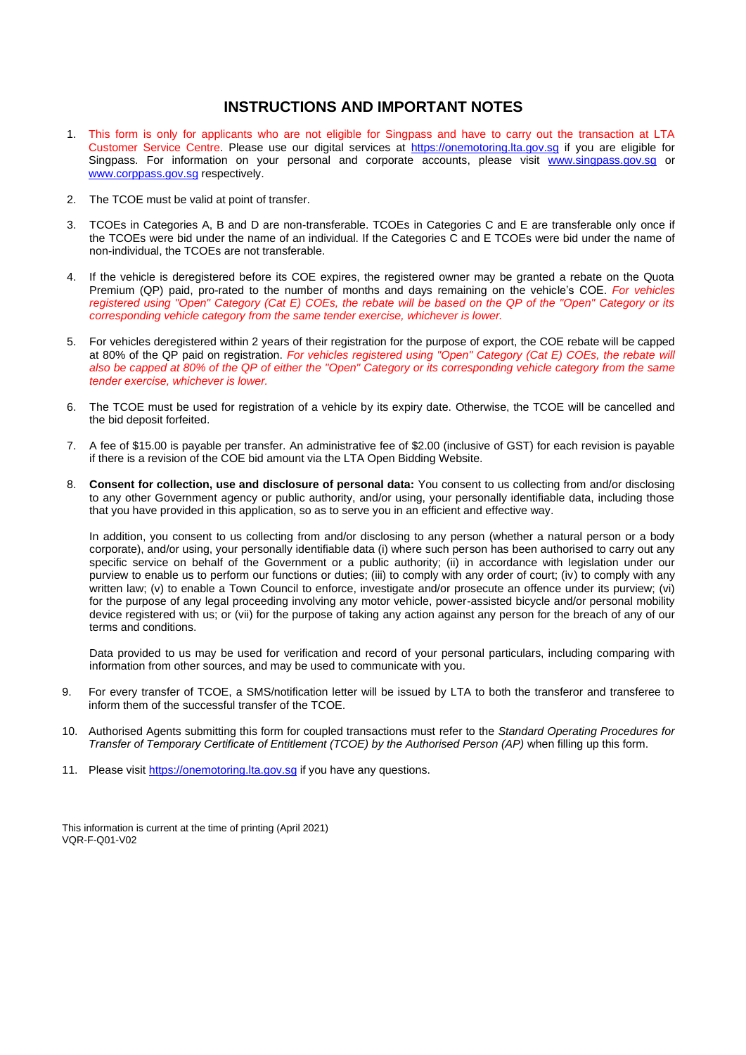## INSTRUCTIONS AND IMPORTANT NOTES

1. This form is only for applicants who are not eligible for Singpass and have to carry out the transaction at LTA Customer Service Centre. Please use our digital services at https://onemotoring.lta.gov.sg if you are eligible for Singpass. For information on your personal and corporate accounts, please visit www.singpass.gov.sg or www.corppass.gov.sg respectively.

2. The TCOE must be valid at point of transfer.

3. TCOEs in Categories A, B and D are non-transferable. TCOEs in Categories C and E are transferable only once if the TCOEs were bid under the name of an individual. If the Categories C and E TCOEs were bid under the name of non-individual, the TCOEs are not transferable.

4. If the vehicle is deregistered before its COE expires, the registered owner may be granted a rebate on the Quota Premium (QP) paid, pro-rated to the number of months and days remaining on the vehicle's COE. *For vehicles registered using "Open" Category (Cat E) COEs, the rebate will be based on the QP of the "Open" Category or its corresponding vehicle category from the same tender exercise, whichever is lower.*

5. For vehicles deregistered within 2 years of their registration for the purpose of export, the COE rebate will be capped at 80% of the QP paid on registration. *For vehicles registered using "Open" Category (Cat E) COEs, the rebate will also be capped at 80% of the QP of either the "Open" Category or its corresponding vehicle category from the same tender exercise, whichever is lower.*

6. The TCOE must be used for registration of a vehicle by its expiry date. Otherwise, the TCOE will be cancelled and the bid deposit forfeited.

7. A fee of $15.00 is payable per transfer. An administrative fee of $2.00 (inclusive of GST) for each revision is payable if there is a revision of the COE bid amount via the LTA Open Bidding Website.

8. **Consent for collection, use and disclosure of personal data:** You consent to us collecting from and/or disclosing to any other Government agency or public authority, and/or using, your personally identifiable data, including those that you have provided in this application, so as to serve you in an efficient and effective way.

   In addition, you consent to us collecting from and/or disclosing to any person (whether a natural person or a body corporate), and/or using, your personally identifiable data (i) where such person has been authorised to carry out any specific service on behalf of the Government or a public authority; (ii) in accordance with legislation under our purview to enable us to perform our functions or duties; (iii) to comply with any order of court; (iv) to comply with any written law; (v) to enable a Town Council to enforce, investigate and/or prosecute an offence under its purview; (vi) for the purpose of any legal proceeding involving any motor vehicle, power-assisted bicycle and/or personal mobility device registered with us; or (vii) for the purpose of taking any action against any person for the breach of any of our terms and conditions.

   Data provided to us may be used for verification and record of your personal particulars, including comparing with information from other sources, and may be used to communicate with you.

9. For every transfer of TCOE, a SMS/notification letter will be issued by LTA to both the transferor and transferee to inform them of the successful transfer of the TCOE.

10. Authorised Agents submitting this form for coupled transactions must refer to the *Standard Operating Procedures for Transfer of Temporary Certificate of Entitlement (TCOE) by the Authorised Person (AP)* when filling up this form.

11. Please visit https://onemotoring.lta.gov.sg if you have any questions.

This information is current at the time of printing (April 2021)
VQR-F-Q01-V02